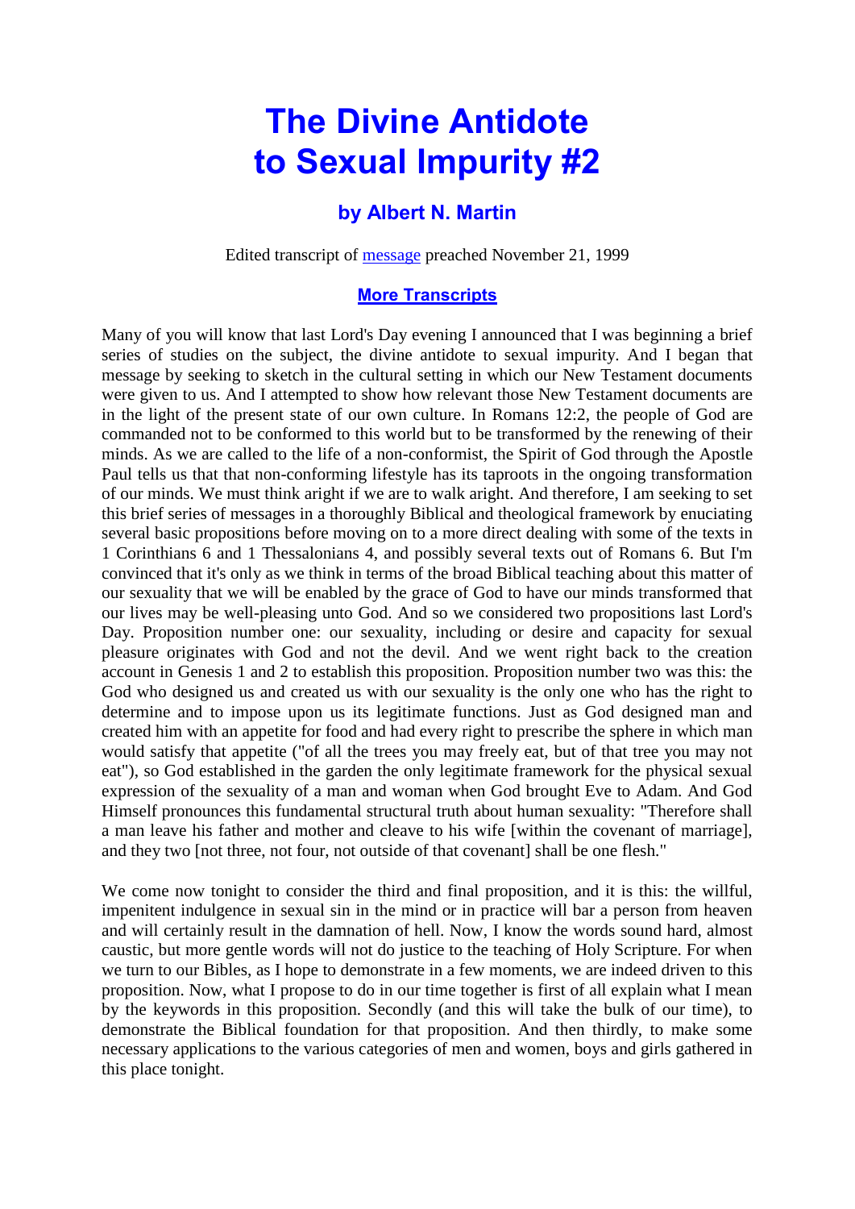# The Divine Antidote to Sexual Impurity #2

### by Albert N. Martin

Edited transcript of message preached November 21, 1999

**More Transcripts**

Many of you will know that last Lord's Day evening I announced that I was beginning a brief series of studies on the subject, the divine antidote to sexual impurity. And I began that message by seeking to sketch in the cultural setting in which our New Testament documents were given to us. And I attempted to show how relevant those New Testament documents are in the light of the present state of our own culture. In Romans 12:2, the people of God are commanded not to be conformed to this world but to be transformed by the renewing of their minds. As we are called to the life of a non-conformist, the Spirit of God through the Apostle Paul tells us that that non-conforming lifestyle has its taproots in the ongoing transformation of our minds. We must think aright if we are to walk aright. And therefore, I am seeking to set this brief series of messages in a thoroughly Biblical and theological framework by enuciating several basic propositions before moving on to a more direct dealing with some of the texts in 1 Corinthians 6 and 1 Thessalonians 4, and possibly several texts out of Romans 6. But I'm convinced that it's only as we think in terms of the broad Biblical teaching about this matter of our sexuality that we will be enabled by the grace of God to have our minds transformed that our lives may be well-pleasing unto God. And so we considered two propositions last Lord's Day. Proposition number one: our sexuality, including or desire and capacity for sexual pleasure originates with God and not the devil. And we went right back to the creation account in Genesis 1 and 2 to establish this proposition. Proposition number two was this: the God who designed us and created us with our sexuality is the only one who has the right to determine and to impose upon us its legitimate functions. Just as God designed man and created him with an appetite for food and had every right to prescribe the sphere in which man would satisfy that appetite ("of all the trees you may freely eat, but of that tree you may not eat"), so God established in the garden the only legitimate framework for the physical sexual expression of the sexuality of a man and woman when God brought Eve to Adam. And God Himself pronounces this fundamental structural truth about human sexuality: "Therefore shall a man leave his father and mother and cleave to his wife [within the covenant of marriage], and they two [not three, not four, not outside of that covenant] shall be one flesh."

We come now tonight to consider the third and final proposition, and it is this: the willful, impenitent indulgence in sexual sin in the mind or in practice will bar a person from heaven and will certainly result in the damnation of hell. Now, I know the words sound hard, almost caustic, but more gentle words will not do justice to the teaching of Holy Scripture. For when we turn to our Bibles, as I hope to demonstrate in a few moments, we are indeed driven to this proposition. Now, what I propose to do in our time together is first of all explain what I mean by the keywords in this proposition. Secondly (and this will take the bulk of our time), to demonstrate the Biblical foundation for that proposition. And then thirdly, to make some necessary applications to the various categories of men and women, boys and girls gathered in this place tonight.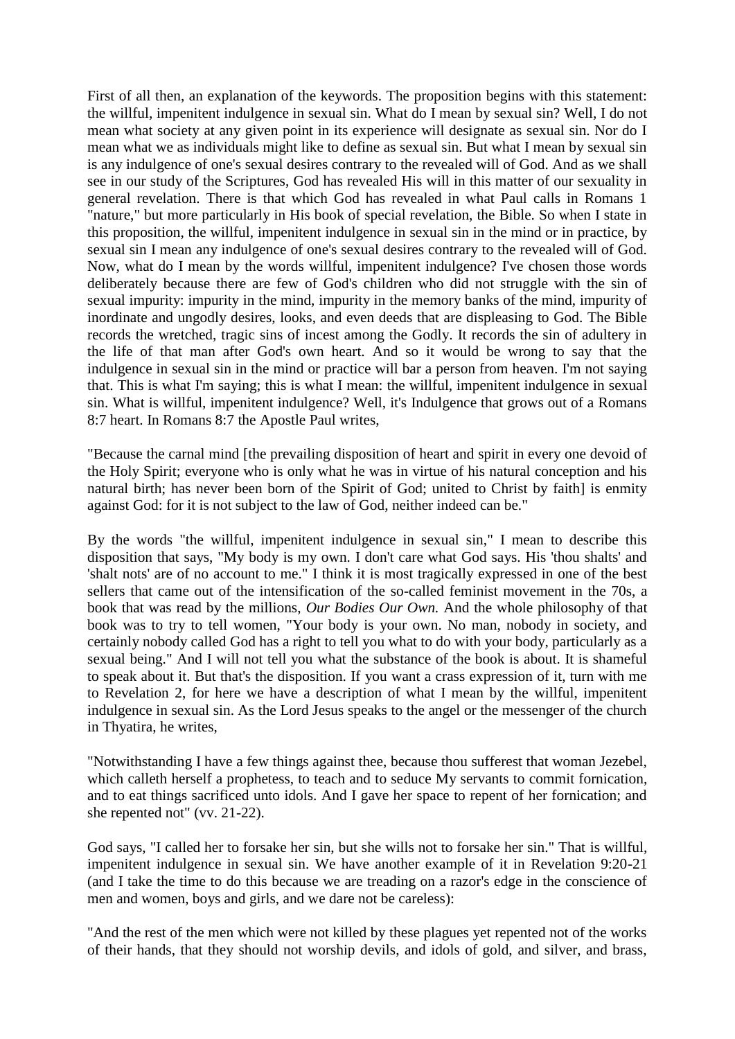First of all then, an explanation of the keywords. The proposition begins with this statement: the willful, impenitent indulgence in sexual sin. What do I mean by sexual sin? Well, I do not mean what society at any given point in its experience will designate as sexual sin. Nor do I mean what we as individuals might like to define as sexual sin. But what I mean by sexual sin is any indulgence of one's sexual desires contrary to the revealed will of God. And as we shall see in our study of the Scriptures, God has revealed His will in this matter of our sexuality in general revelation. There is that which God has revealed in what Paul calls in Romans 1 "nature," but more particularly in His book of special revelation, the Bible. So when I state in this proposition, the willful, impenitent indulgence in sexual sin in the mind or in practice, by sexual sin I mean any indulgence of one's sexual desires contrary to the revealed will of God. Now, what do I mean by the words willful, impenitent indulgence? I've chosen those words deliberately because there are few of God's children who did not struggle with the sin of sexual impurity: impurity in the mind, impurity in the memory banks of the mind, impurity of inordinate and ungodly desires, looks, and even deeds that are displeasing to God. The Bible records the wretched, tragic sins of incest among the Godly. It records the sin of adultery in the life of that man after God's own heart. And so it would be wrong to say that the indulgence in sexual sin in the mind or practice will bar a person from heaven. I'm not saying that. This is what I'm saying; this is what I mean: the willful, impenitent indulgence in sexual sin. What is willful, impenitent indulgence? Well, it's Indulgence that grows out of a Romans 8:7 heart. In Romans 8:7 the Apostle Paul writes,

"Because the carnal mind [the prevailing disposition of heart and spirit in every one devoid of the Holy Spirit; everyone who is only what he was in virtue of his natural conception and his natural birth; has never been born of the Spirit of God; united to Christ by faith] is enmity against God: for it is not subject to the law of God, neither indeed can be."

By the words "the willful, impenitent indulgence in sexual sin," I mean to describe this disposition that says, "My body is my own. I don't care what God says. His 'thou shalts' and 'shalt nots' are of no account to me." I think it is most tragically expressed in one of the best sellers that came out of the intensification of the so-called feminist movement in the 70s, a book that was read by the millions, *Our Bodies Our Own.* And the whole philosophy of that book was to try to tell women, "Your body is your own. No man, nobody in society, and certainly nobody called God has a right to tell you what to do with your body, particularly as a sexual being." And I will not tell you what the substance of the book is about. It is shameful to speak about it. But that's the disposition. If you want a crass expression of it, turn with me to Revelation 2, for here we have a description of what I mean by the willful, impenitent indulgence in sexual sin. As the Lord Jesus speaks to the angel or the messenger of the church in Thyatira, he writes,

"Notwithstanding I have a few things against thee, because thou sufferest that woman Jezebel, which calleth herself a prophetess, to teach and to seduce My servants to commit fornication, and to eat things sacrificed unto idols. And I gave her space to repent of her fornication; and she repented not" (vv. 21-22).

God says, "I called her to forsake her sin, but she wills not to forsake her sin." That is willful, impenitent indulgence in sexual sin. We have another example of it in Revelation 9:20-21 (and I take the time to do this because we are treading on a razor's edge in the conscience of men and women, boys and girls, and we dare not be careless):

"And the rest of the men which were not killed by these plagues yet repented not of the works of their hands, that they should not worship devils, and idols of gold, and silver, and brass,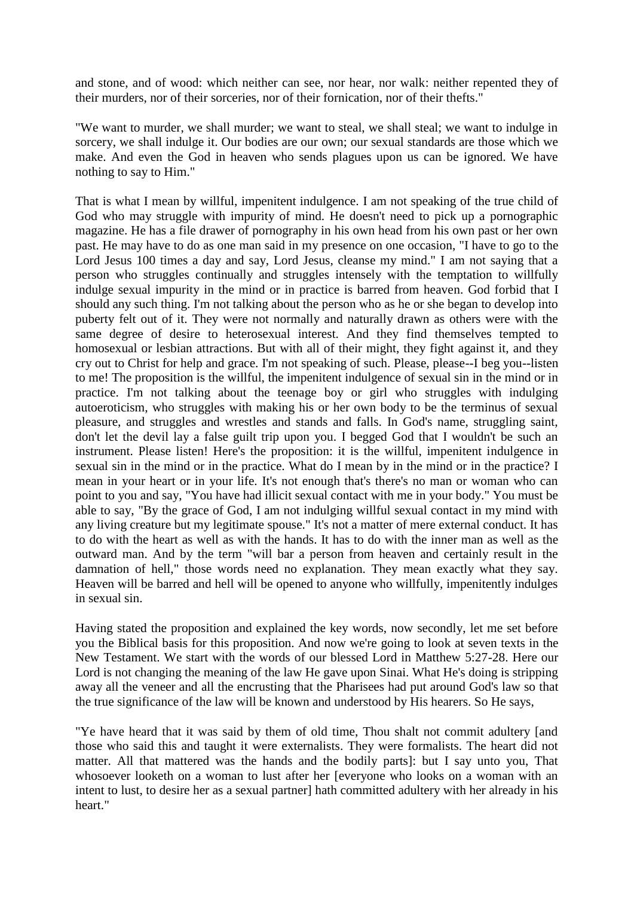and stone, and of wood: which neither can see, nor hear, nor walk: neither repented they of their murders, nor of their sorceries, nor of their fornication, nor of their thefts."

"We want to murder, we shall murder; we want to steal, we shall steal; we want to indulge in sorcery, we shall indulge it. Our bodies are our own; our sexual standards are those which we make. And even the God in heaven who sends plagues upon us can be ignored. We have nothing to say to Him."

That is what I mean by willful, impenitent indulgence. I am not speaking of the true child of God who may struggle with impurity of mind. He doesn't need to pick up a pornographic magazine. He has a file drawer of pornography in his own head from his own past or her own past. He may have to do as one man said in my presence on one occasion, "I have to go to the Lord Jesus 100 times a day and say, Lord Jesus, cleanse my mind." I am not saying that a person who struggles continually and struggles intensely with the temptation to willfully indulge sexual impurity in the mind or in practice is barred from heaven. God forbid that I should any such thing. I'm not talking about the person who as he or she began to develop into puberty felt out of it. They were not normally and naturally drawn as others were with the same degree of desire to heterosexual interest. And they find themselves tempted to homosexual or lesbian attractions. But with all of their might, they fight against it, and they cry out to Christ for help and grace. I'm not speaking of such. Please, please--I beg you--listen to me! The proposition is the willful, the impenitent indulgence of sexual sin in the mind or in practice. I'm not talking about the teenage boy or girl who struggles with indulging autoeroticism, who struggles with making his or her own body to be the terminus of sexual pleasure, and struggles and wrestles and stands and falls. In God's name, struggling saint, don't let the devil lay a false guilt trip upon you. I begged God that I wouldn't be such an instrument. Please listen! Here's the proposition: it is the willful, impenitent indulgence in sexual sin in the mind or in the practice. What do I mean by in the mind or in the practice? I mean in your heart or in your life. It's not enough that's there's no man or woman who can point to you and say, "You have had illicit sexual contact with me in your body." You must be able to say, "By the grace of God, I am not indulging willful sexual contact in my mind with any living creature but my legitimate spouse." It's not a matter of mere external conduct. It has to do with the heart as well as with the hands. It has to do with the inner man as well as the outward man. And by the term "will bar a person from heaven and certainly result in the damnation of hell," those words need no explanation. They mean exactly what they say. Heaven will be barred and hell will be opened to anyone who willfully, impenitently indulges in sexual sin.

Having stated the proposition and explained the key words, now secondly, let me set before you the Biblical basis for this proposition. And now we're going to look at seven texts in the New Testament. We start with the words of our blessed Lord in Matthew 5:27-28. Here our Lord is not changing the meaning of the law He gave upon Sinai. What He's doing is stripping away all the veneer and all the encrusting that the Pharisees had put around God's law so that the true significance of the law will be known and understood by His hearers. So He says,

"Ye have heard that it was said by them of old time, Thou shalt not commit adultery [and those who said this and taught it were externalists. They were formalists. The heart did not matter. All that mattered was the hands and the bodily parts]: but I say unto you, That whosoever looketh on a woman to lust after her [everyone who looks on a woman with an intent to lust, to desire her as a sexual partner] hath committed adultery with her already in his heart."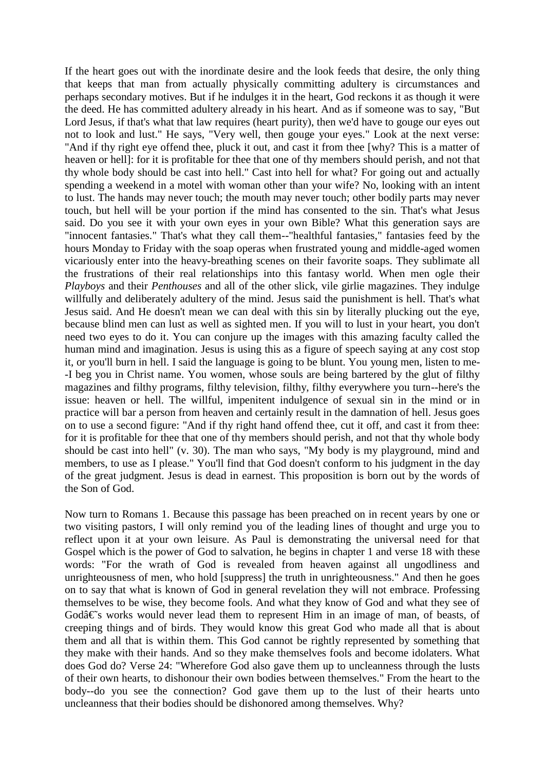If the heart goes out with the inordinate desire and the look feeds that desire, the only thing that keeps that man from actually physically committing adultery is circumstances and perhaps secondary motives. But if he indulges it in the heart, God reckons it as though it were the deed. He has committed adultery already in his heart. And as if someone was to say, "But Lord Jesus, if that's what that law requires (heart purity), then we'd have to gouge our eyes out not to look and lust." He says, "Very well, then gouge your eyes." Look at the next verse: "And if thy right eye offend thee, pluck it out, and cast it from thee [why? This is a matter of heaven or hell]: for it is profitable for thee that one of thy members should perish, and not that thy whole body should be cast into hell." Cast into hell for what? For going out and actually spending a weekend in a motel with woman other than your wife? No, looking with an intent to lust. The hands may never touch; the mouth may never touch; other bodily parts may never touch, but hell will be your portion if the mind has consented to the sin. That's what Jesus said. Do you see it with your own eyes in your own Bible? What this generation says are "innocent fantasies." That's what they call them--"healthful fantasies," fantasies feed by the hours Monday to Friday with the soap operas when frustrated young and middle-aged women vicariously enter into the heavy-breathing scenes on their favorite soaps. They sublimate all the frustrations of their real relationships into this fantasy world. When men ogle their *Playboys* and their *Penthouses* and all of the other slick, vile girlie magazines. They indulge willfully and deliberately adultery of the mind. Jesus said the punishment is hell. That's what Jesus said. And He doesn't mean we can deal with this sin by literally plucking out the eye, because blind men can lust as well as sighted men. If you will to lust in your heart, you don't need two eyes to do it. You can conjure up the images with this amazing faculty called the human mind and imagination. Jesus is using this as a figure of speech saying at any cost stop it, or you'll burn in hell. I said the language is going to be blunt. You young men, listen to me--I beg you in Christ name. You women, whose souls are being bartered by the glut of filthy magazines and filthy programs, filthy television, filthy, filthy everywhere you turn--here's the issue: heaven or hell. The willful, impenitent indulgence of sexual sin in the mind or in practice will bar a person from heaven and certainly result in the damnation of hell. Jesus goes on to use a second figure: "And if thy right hand offend thee, cut it off, and cast it from thee: for it is profitable for thee that one of thy members should perish, and not that thy whole body should be cast into hell" (v. 30). The man who says, "My body is my playground, mind and members, to use as I please." You'll find that God doesn't conform to his judgment in the day of the great judgment. Jesus is dead in earnest. This proposition is born out by the words of the Son of God.

Now turn to Romans 1. Because this passage has been preached on in recent years by one or two visiting pastors, I will only remind you of the leading lines of thought and urge you to reflect upon it at your own leisure. As Paul is demonstrating the universal need for that Gospel which is the power of God to salvation, he begins in chapter 1 and verse 18 with these words: "For the wrath of God is revealed from heaven against all ungodliness and unrighteousness of men, who hold [suppress] the truth in unrighteousness." And then he goes on to say that what is known of God in general revelation they will not embrace. Professing themselves to be wise, they become fools. And what they know of God and what they see of Godâ€˜s works would never lead them to represent Him in an image of man, of beasts, of creeping things and of birds. They would know this great God who made all that is about them and all that is within them. This God cannot be rightly represented by something that they make with their hands. And so they make themselves fools and become idolaters. What does God do? Verse 24: "Wherefore God also gave them up to uncleanness through the lusts of their own hearts, to dishonour their own bodies between themselves." From the heart to the body--do you see the connection? God gave them up to the lust of their hearts unto uncleanness that their bodies should be dishonored among themselves. Why?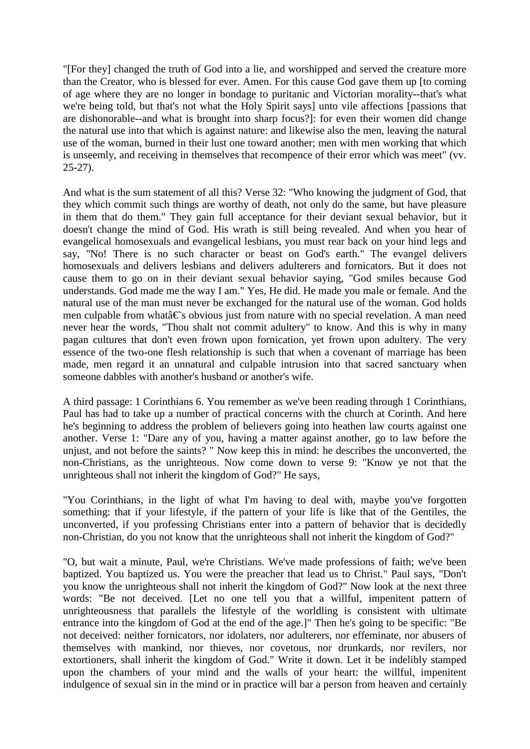"[For they] changed the truth of God into a lie, and worshipped and served the creature more than the Creator, who is blessed for ever. Amen. For this cause God gave them up [to coming of age where they are no longer in bondage to puritanic and Victorian morality--that's what we're being told, but that's not what the Holy Spirit says] unto vile affections [passions that are dishonorable--and what is brought into sharp focus?]: for even their women did change the natural use into that which is against nature: and likewise also the men, leaving the natural use of the woman, burned in their lust one toward another; men with men working that which is unseemly, and receiving in themselves that recompence of their error which was meet" (vv. 25-27).

And what is the sum statement of all this? Verse 32: "Who knowing the judgment of God, that they which commit such things are worthy of death, not only do the same, but have pleasure in them that do them." They gain full acceptance for their deviant sexual behavior, but it doesn't change the mind of God. His wrath is still being revealed. And when you hear of evangelical homosexuals and evangelical lesbians, you must rear back on your hind legs and say, "No! There is no such character or beast on God's earth." The evangel delivers homosexuals and delivers lesbians and delivers adulterers and fornicators. But it does not cause them to go on in their deviant sexual behavior saying, "God smiles because God understands. God made me the way I am." Yes, He did. He made you male or female. And the natural use of the man must never be exchanged for the natural use of the woman. God holds men culpable from whatâ€˜s obvious just from nature with no special revelation. A man need never hear the words, "Thou shalt not commit adultery" to know. And this is why in many pagan cultures that don't even frown upon fornication, yet frown upon adultery. The very essence of the two-one flesh relationship is such that when a covenant of marriage has been made, men regard it an unnatural and culpable intrusion into that sacred sanctuary when someone dabbles with another's husband or another's wife.

A third passage: 1 Corinthians 6. You remember as we've been reading through 1 Corinthians, Paul has had to take up a number of practical concerns with the church at Corinth. And here he's beginning to address the problem of believers going into heathen law courts against one another. Verse 1: "Dare any of you, having a matter against another, go to law before the unjust, and not before the saints? " Now keep this in mind: he describes the unconverted, the non-Christians, as the unrighteous. Now come down to verse 9: "Know ye not that the unrighteous shall not inherit the kingdom of God?" He says,

"You Corinthians, in the light of what I'm having to deal with, maybe you've forgotten something: that if your lifestyle, if the pattern of your life is like that of the Gentiles, the unconverted, if you professing Christians enter into a pattern of behavior that is decidedly non-Christian, do you not know that the unrighteous shall not inherit the kingdom of God?"

"O, but wait a minute, Paul, we're Christians. We've made professions of faith; we've been baptized. You baptized us. You were the preacher that lead us to Christ." Paul says, "Don't you know the unrighteous shall not inherit the kingdom of God?" Now look at the next three words: "Be not deceived. [Let no one tell you that a willful, impenitent pattern of unrighteousness that parallels the lifestyle of the worldling is consistent with ultimate entrance into the kingdom of God at the end of the age.]" Then he's going to be specific: "Be not deceived: neither fornicators, nor idolaters, nor adulterers, nor effeminate, nor abusers of themselves with mankind, nor thieves, nor covetous, nor drunkards, nor revilers, nor extortioners, shall inherit the kingdom of God." Write it down. Let it be indelibly stamped upon the chambers of your mind and the walls of your heart: the willful, impenitent indulgence of sexual sin in the mind or in practice will bar a person from heaven and certainly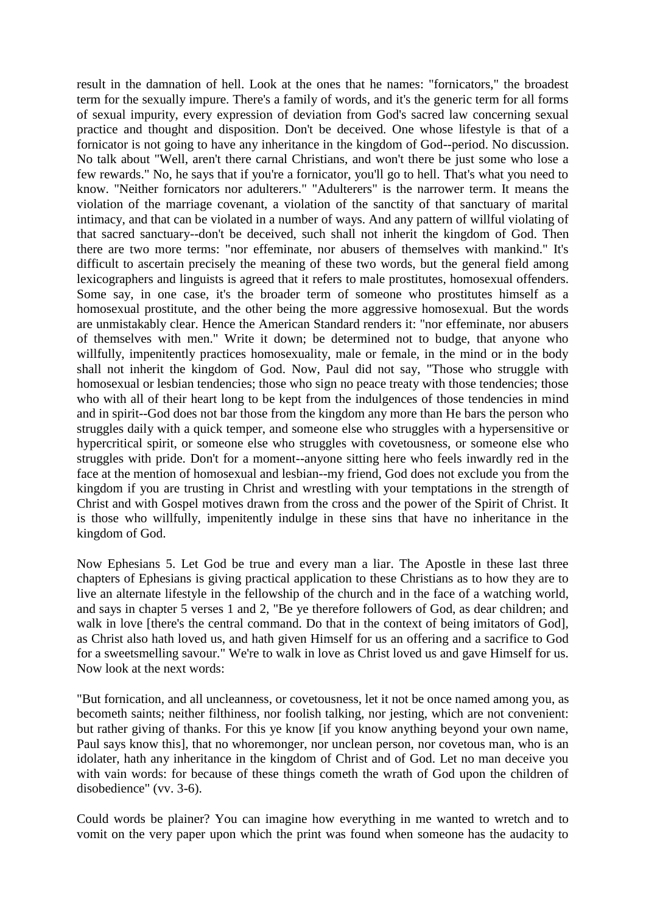result in the damnation of hell. Look at the ones that he names: "fornicators," the broadest term for the sexually impure. There's a family of words, and it's the generic term for all forms of sexual impurity, every expression of deviation from God's sacred law concerning sexual practice and thought and disposition. Don't be deceived. One whose lifestyle is that of a fornicator is not going to have any inheritance in the kingdom of God--period. No discussion. No talk about "Well, aren't there carnal Christians, and won't there be just some who lose a few rewards." No, he says that if you're a fornicator, you'll go to hell. That's what you need to know. "Neither fornicators nor adulterers." "Adulterers" is the narrower term. It means the violation of the marriage covenant, a violation of the sanctity of that sanctuary of marital intimacy, and that can be violated in a number of ways. And any pattern of willful violating of that sacred sanctuary--don't be deceived, such shall not inherit the kingdom of God. Then there are two more terms: "nor effeminate, nor abusers of themselves with mankind." It's difficult to ascertain precisely the meaning of these two words, but the general field among lexicographers and linguists is agreed that it refers to male prostitutes, homosexual offenders. Some say, in one case, it's the broader term of someone who prostitutes himself as a homosexual prostitute, and the other being the more aggressive homosexual. But the words are unmistakably clear. Hence the American Standard renders it: "nor effeminate, nor abusers of themselves with men." Write it down; be determined not to budge, that anyone who willfully, impenitently practices homosexuality, male or female, in the mind or in the body shall not inherit the kingdom of God. Now, Paul did not say, "Those who struggle with homosexual or lesbian tendencies; those who sign no peace treaty with those tendencies; those who with all of their heart long to be kept from the indulgences of those tendencies in mind and in spirit--God does not bar those from the kingdom any more than He bars the person who struggles daily with a quick temper, and someone else who struggles with a hypersensitive or hypercritical spirit, or someone else who struggles with covetousness, or someone else who struggles with pride. Don't for a moment--anyone sitting here who feels inwardly red in the face at the mention of homosexual and lesbian--my friend, God does not exclude you from the kingdom if you are trusting in Christ and wrestling with your temptations in the strength of Christ and with Gospel motives drawn from the cross and the power of the Spirit of Christ. It is those who willfully, impenitently indulge in these sins that have no inheritance in the kingdom of God.

Now Ephesians 5. Let God be true and every man a liar. The Apostle in these last three chapters of Ephesians is giving practical application to these Christians as to how they are to live an alternate lifestyle in the fellowship of the church and in the face of a watching world, and says in chapter 5 verses 1 and 2, "Be ye therefore followers of God, as dear children; and walk in love [there's the central command. Do that in the context of being imitators of God], as Christ also hath loved us, and hath given Himself for us an offering and a sacrifice to God for a sweetsmelling savour." We're to walk in love as Christ loved us and gave Himself for us. Now look at the next words:

"But fornication, and all uncleanness, or covetousness, let it not be once named among you, as becometh saints; neither filthiness, nor foolish talking, nor jesting, which are not convenient: but rather giving of thanks. For this ye know [if you know anything beyond your own name, Paul says know this], that no whoremonger, nor unclean person, nor covetous man, who is an idolater, hath any inheritance in the kingdom of Christ and of God. Let no man deceive you with vain words: for because of these things cometh the wrath of God upon the children of disobedience" (vv. 3-6).

Could words be plainer? You can imagine how everything in me wanted to wretch and to vomit on the very paper upon which the print was found when someone has the audacity to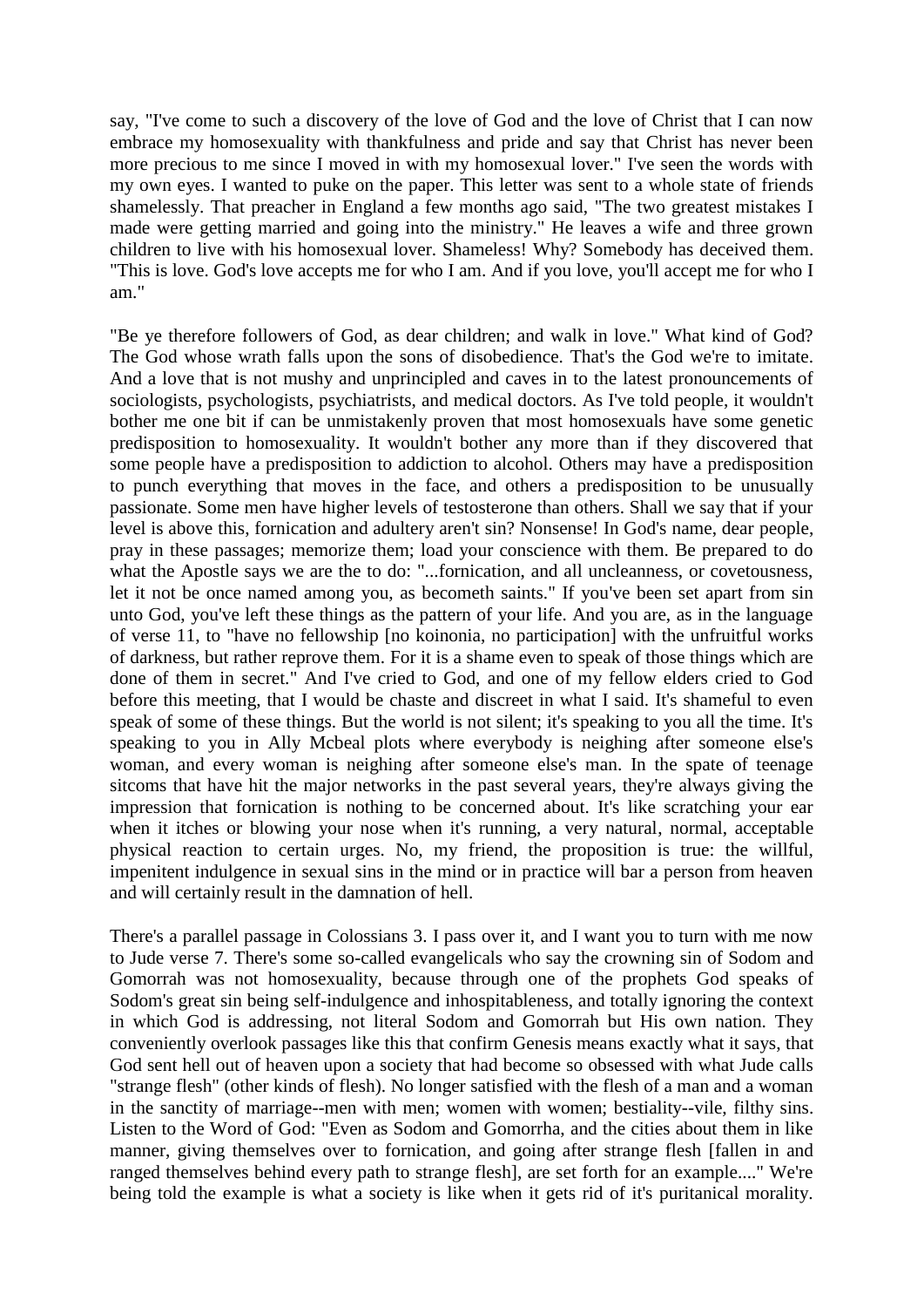say, "I've come to such a discovery of the love of God and the love of Christ that I can now embrace my homosexuality with thankfulness and pride and say that Christ has never been more precious to me since I moved in with my homosexual lover." I've seen the words with my own eyes. I wanted to puke on the paper. This letter was sent to a whole state of friends shamelessly. That preacher in England a few months ago said, "The two greatest mistakes I made were getting married and going into the ministry." He leaves a wife and three grown children to live with his homosexual lover. Shameless! Why? Somebody has deceived them. "This is love. God's love accepts me for who I am. And if you love, you'll accept me for who I am."

"Be ye therefore followers of God, as dear children; and walk in love." What kind of God? The God whose wrath falls upon the sons of disobedience. That's the God we're to imitate. And a love that is not mushy and unprincipled and caves in to the latest pronouncements of sociologists, psychologists, psychiatrists, and medical doctors. As I've told people, it wouldn't bother me one bit if can be unmistakenly proven that most homosexuals have some genetic predisposition to homosexuality. It wouldn't bother any more than if they discovered that some people have a predisposition to addiction to alcohol. Others may have a predisposition to punch everything that moves in the face, and others a predisposition to be unusually passionate. Some men have higher levels of testosterone than others. Shall we say that if your level is above this, fornication and adultery aren't sin? Nonsense! In God's name, dear people, pray in these passages; memorize them; load your conscience with them. Be prepared to do what the Apostle says we are the to do: "...fornication, and all uncleanness, or covetousness, let it not be once named among you, as becometh saints." If you've been set apart from sin unto God, you've left these things as the pattern of your life. And you are, as in the language of verse 11, to "have no fellowship [no koinonia, no participation] with the unfruitful works of darkness, but rather reprove them. For it is a shame even to speak of those things which are done of them in secret." And I've cried to God, and one of my fellow elders cried to God before this meeting, that I would be chaste and discreet in what I said. It's shameful to even speak of some of these things. But the world is not silent; it's speaking to you all the time. It's speaking to you in Ally Mcbeal plots where everybody is neighing after someone else's woman, and every woman is neighing after someone else's man. In the spate of teenage sitcoms that have hit the major networks in the past several years, they're always giving the impression that fornication is nothing to be concerned about. It's like scratching your ear when it itches or blowing your nose when it's running, a very natural, normal, acceptable physical reaction to certain urges. No, my friend, the proposition is true: the willful, impenitent indulgence in sexual sins in the mind or in practice will bar a person from heaven and will certainly result in the damnation of hell.

There's a parallel passage in Colossians 3. I pass over it, and I want you to turn with me now to Jude verse 7. There's some so-called evangelicals who say the crowning sin of Sodom and Gomorrah was not homosexuality, because through one of the prophets God speaks of Sodom's great sin being self-indulgence and inhospitableness, and totally ignoring the context in which God is addressing, not literal Sodom and Gomorrah but His own nation. They conveniently overlook passages like this that confirm Genesis means exactly what it says, that God sent hell out of heaven upon a society that had become so obsessed with what Jude calls "strange flesh" (other kinds of flesh). No longer satisfied with the flesh of a man and a woman in the sanctity of marriage--men with men; women with women; bestiality--vile, filthy sins. Listen to the Word of God: "Even as Sodom and Gomorrha, and the cities about them in like manner, giving themselves over to fornication, and going after strange flesh [fallen in and ranged themselves behind every path to strange flesh], are set forth for an example...." We're being told the example is what a society is like when it gets rid of it's puritanical morality.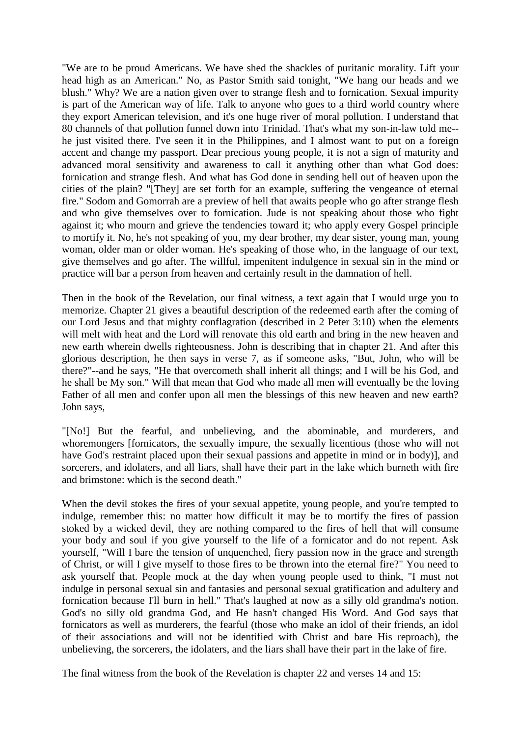"We are to be proud Americans. We have shed the shackles of puritanic morality. Lift your head high as an American." No, as Pastor Smith said tonight, "We hang our heads and we blush." Why? We are a nation given over to strange flesh and to fornication. Sexual impurity is part of the American way of life. Talk to anyone who goes to a third world country where they export American television, and it's one huge river of moral pollution. I understand that 80 channels of that pollution funnel down into Trinidad. That's what my son-in-law told me--he just visited there. I've seen it in the Philippines, and I almost want to put on a foreign accent and change my passport. Dear precious young people, it is not a sign of maturity and advanced moral sensitivity and awareness to call it anything other than what God does: fornication and strange flesh. And what has God done in sending hell out of heaven upon the cities of the plain? "[They] are set forth for an example, suffering the vengeance of eternal fire." Sodom and Gomorrah are a preview of hell that awaits people who go after strange flesh and who give themselves over to fornication. Jude is not speaking about those who fight against it; who mourn and grieve the tendencies toward it; who apply every Gospel principle to mortify it. No, he's not speaking of you, my dear brother, my dear sister, young man, young woman, older man or older woman. He's speaking of those who, in the language of our text, give themselves and go after. The willful, impenitent indulgence in sexual sin in the mind or practice will bar a person from heaven and certainly result in the damnation of hell.

Then in the book of the Revelation, our final witness, a text again that I would urge you to memorize. Chapter 21 gives a beautiful description of the redeemed earth after the coming of our Lord Jesus and that mighty conflagration (described in 2 Peter 3:10) when the elements will melt with heat and the Lord will renovate this old earth and bring in the new heaven and new earth wherein dwells righteousness. John is describing that in chapter 21. And after this glorious description, he then says in verse 7, as if someone asks, "But, John, who will be there?"--and he says, "He that overcometh shall inherit all things; and I will be his God, and he shall be My son." Will that mean that God who made all men will eventually be the loving Father of all men and confer upon all men the blessings of this new heaven and new earth? John says,

"[No!] But the fearful, and unbelieving, and the abominable, and murderers, and whoremongers [fornicators, the sexually impure, the sexually licentious (those who will not have God's restraint placed upon their sexual passions and appetite in mind or in body)], and sorcerers, and idolaters, and all liars, shall have their part in the lake which burneth with fire and brimstone: which is the second death."

When the devil stokes the fires of your sexual appetite, young people, and you're tempted to indulge, remember this: no matter how difficult it may be to mortify the fires of passion stoked by a wicked devil, they are nothing compared to the fires of hell that will consume your body and soul if you give yourself to the life of a fornicator and do not repent. Ask yourself, "Will I bare the tension of unquenched, fiery passion now in the grace and strength of Christ, or will I give myself to those fires to be thrown into the eternal fire?" You need to ask yourself that. People mock at the day when young people used to think, "I must not indulge in personal sexual sin and fantasies and personal sexual gratification and adultery and fornication because I'll burn in hell." That's laughed at now as a silly old grandma's notion. God's no silly old grandma God, and He hasn't changed His Word. And God says that fornicators as well as murderers, the fearful (those who make an idol of their friends, an idol of their associations and will not be identified with Christ and bare His reproach), the unbelieving, the sorcerers, the idolaters, and the liars shall have their part in the lake of fire.

The final witness from the book of the Revelation is chapter 22 and verses 14 and 15: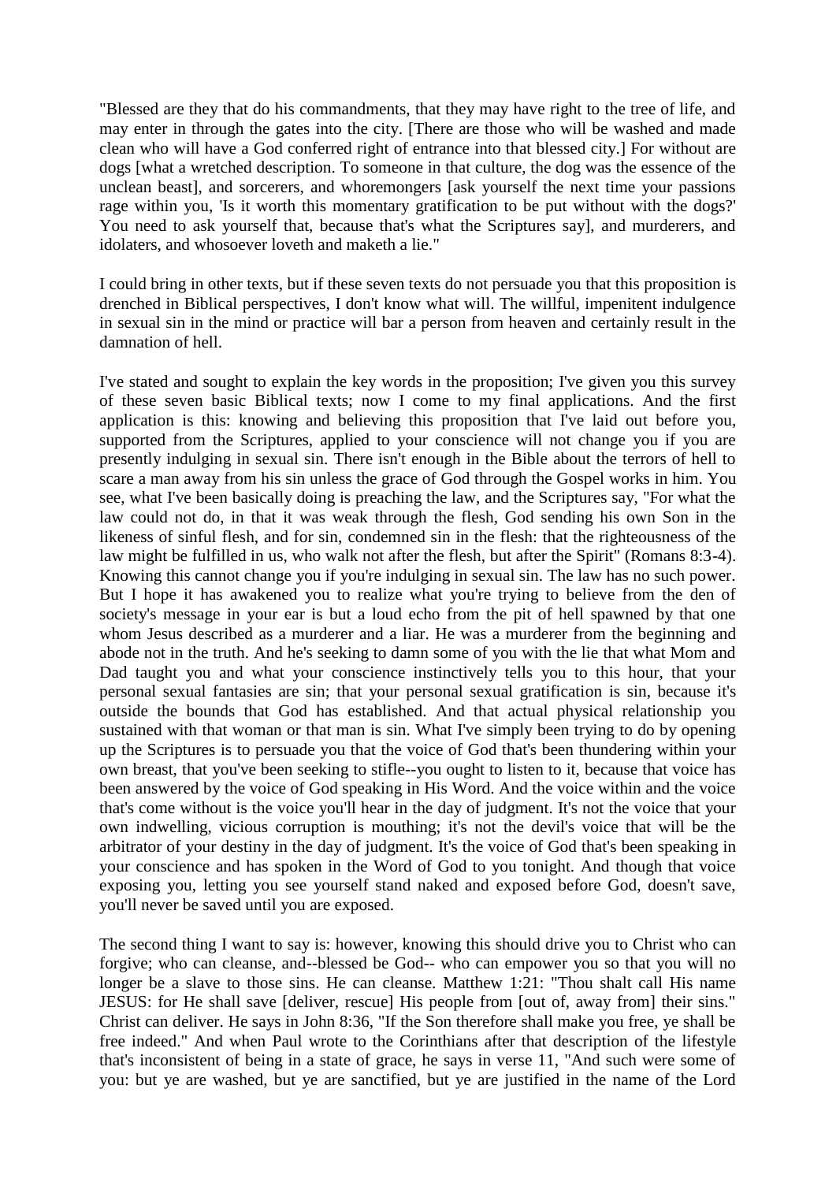"Blessed are they that do his commandments, that they may have right to the tree of life, and may enter in through the gates into the city. [There are those who will be washed and made clean who will have a God conferred right of entrance into that blessed city.] For without are dogs [what a wretched description. To someone in that culture, the dog was the essence of the unclean beast], and sorcerers, and whoremongers [ask yourself the next time your passions rage within you, 'Is it worth this momentary gratification to be put without with the dogs?' You need to ask yourself that, because that's what the Scriptures say], and murderers, and idolaters, and whosoever loveth and maketh a lie."

I could bring in other texts, but if these seven texts do not persuade you that this proposition is drenched in Biblical perspectives, I don't know what will. The willful, impenitent indulgence in sexual sin in the mind or practice will bar a person from heaven and certainly result in the damnation of hell.

I've stated and sought to explain the key words in the proposition; I've given you this survey of these seven basic Biblical texts; now I come to my final applications. And the first application is this: knowing and believing this proposition that I've laid out before you, supported from the Scriptures, applied to your conscience will not change you if you are presently indulging in sexual sin. There isn't enough in the Bible about the terrors of hell to scare a man away from his sin unless the grace of God through the Gospel works in him. You see, what I've been basically doing is preaching the law, and the Scriptures say, "For what the law could not do, in that it was weak through the flesh, God sending his own Son in the likeness of sinful flesh, and for sin, condemned sin in the flesh: that the righteousness of the law might be fulfilled in us, who walk not after the flesh, but after the Spirit" (Romans 8:3-4). Knowing this cannot change you if you're indulging in sexual sin. The law has no such power. But I hope it has awakened you to realize what you're trying to believe from the den of society's message in your ear is but a loud echo from the pit of hell spawned by that one whom Jesus described as a murderer and a liar. He was a murderer from the beginning and abode not in the truth. And he's seeking to damn some of you with the lie that what Mom and Dad taught you and what your conscience instinctively tells you to this hour, that your personal sexual fantasies are sin; that your personal sexual gratification is sin, because it's outside the bounds that God has established. And that actual physical relationship you sustained with that woman or that man is sin. What I've simply been trying to do by opening up the Scriptures is to persuade you that the voice of God that's been thundering within your own breast, that you've been seeking to stifle--you ought to listen to it, because that voice has been answered by the voice of God speaking in His Word. And the voice within and the voice that's come without is the voice you'll hear in the day of judgment. It's not the voice that your own indwelling, vicious corruption is mouthing; it's not the devil's voice that will be the arbitrator of your destiny in the day of judgment. It's the voice of God that's been speaking in your conscience and has spoken in the Word of God to you tonight. And though that voice exposing you, letting you see yourself stand naked and exposed before God, doesn't save, you'll never be saved until you are exposed.

The second thing I want to say is: however, knowing this should drive you to Christ who can forgive; who can cleanse, and--blessed be God-- who can empower you so that you will no longer be a slave to those sins. He can cleanse. Matthew 1:21: "Thou shalt call His name JESUS: for He shall save [deliver, rescue] His people from [out of, away from] their sins." Christ can deliver. He says in John 8:36, "If the Son therefore shall make you free, ye shall be free indeed." And when Paul wrote to the Corinthians after that description of the lifestyle that's inconsistent of being in a state of grace, he says in verse 11, "And such were some of you: but ye are washed, but ye are sanctified, but ye are justified in the name of the Lord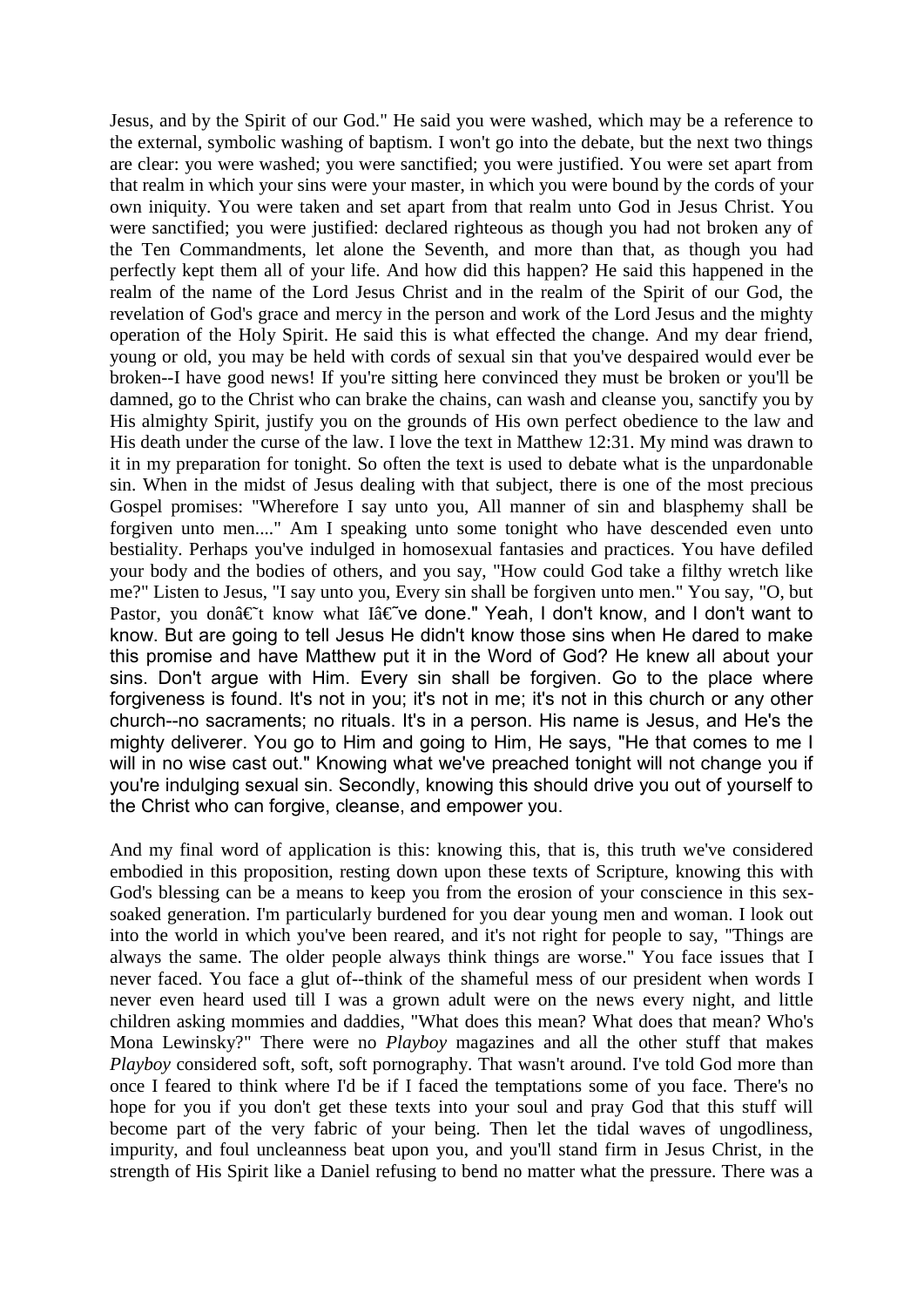Jesus, and by the Spirit of our God." He said you were washed, which may be a reference to the external, symbolic washing of baptism. I won't go into the debate, but the next two things are clear: you were washed; you were sanctified; you were justified. You were set apart from that realm in which your sins were your master, in which you were bound by the cords of your own iniquity. You were taken and set apart from that realm unto God in Jesus Christ. You were sanctified; you were justified: declared righteous as though you had not broken any of the Ten Commandments, let alone the Seventh, and more than that, as though you had perfectly kept them all of your life. And how did this happen? He said this happened in the realm of the name of the Lord Jesus Christ and in the realm of the Spirit of our God, the revelation of God's grace and mercy in the person and work of the Lord Jesus and the mighty operation of the Holy Spirit. He said this is what effected the change. And my dear friend, young or old, you may be held with cords of sexual sin that you've despaired would ever be broken--I have good news! If you're sitting here convinced they must be broken or you'll be damned, go to the Christ who can brake the chains, can wash and cleanse you, sanctify you by His almighty Spirit, justify you on the grounds of His own perfect obedience to the law and His death under the curse of the law. I love the text in Matthew 12:31. My mind was drawn to it in my preparation for tonight. So often the text is used to debate what is the unpardonable sin. When in the midst of Jesus dealing with that subject, there is one of the most precious Gospel promises: "Wherefore I say unto you, All manner of sin and blasphemy shall be forgiven unto men...." Am I speaking unto some tonight who have descended even unto bestiality. Perhaps you've indulged in homosexual fantasies and practices. You have defiled your body and the bodies of others, and you say, "How could God take a filthy wretch like me?" Listen to Jesus, "I say unto you, Every sin shall be forgiven unto men." You say, "O, but Pastor, you donâ€˜t know what Iâ€˜ve done." Yeah, I don't know, and I don't want to know. But are going to tell Jesus He didn't know those sins when He dared to make this promise and have Matthew put it in the Word of God? He knew all about your sins. Don't argue with Him. Every sin shall be forgiven. Go to the place where forgiveness is found. It's not in you; it's not in me; it's not in this church or any other church--no sacraments; no rituals. It's in a person. His name is Jesus, and He's the mighty deliverer. You go to Him and going to Him, He says, "He that comes to me I will in no wise cast out." Knowing what we've preached tonight will not change you if you're indulging sexual sin. Secondly, knowing this should drive you out of yourself to the Christ who can forgive, cleanse, and empower you.

And my final word of application is this: knowing this, that is, this truth we've considered embodied in this proposition, resting down upon these texts of Scripture, knowing this with God's blessing can be a means to keep you from the erosion of your conscience in this sex-soaked generation. I'm particularly burdened for you dear young men and woman. I look out into the world in which you've been reared, and it's not right for people to say, "Things are always the same. The older people always think things are worse." You face issues that I never faced. You face a glut of--think of the shameful mess of our president when words I never even heard used till I was a grown adult were on the news every night, and little children asking mommies and daddies, "What does this mean? What does that mean? Who's Mona Lewinsky?" There were no *Playboy* magazines and all the other stuff that makes *Playboy* considered soft, soft, soft pornography. That wasn't around. I've told God more than once I feared to think where I'd be if I faced the temptations some of you face. There's no hope for you if you don't get these texts into your soul and pray God that this stuff will become part of the very fabric of your being. Then let the tidal waves of ungodliness, impurity, and foul uncleanness beat upon you, and you'll stand firm in Jesus Christ, in the strength of His Spirit like a Daniel refusing to bend no matter what the pressure. There was a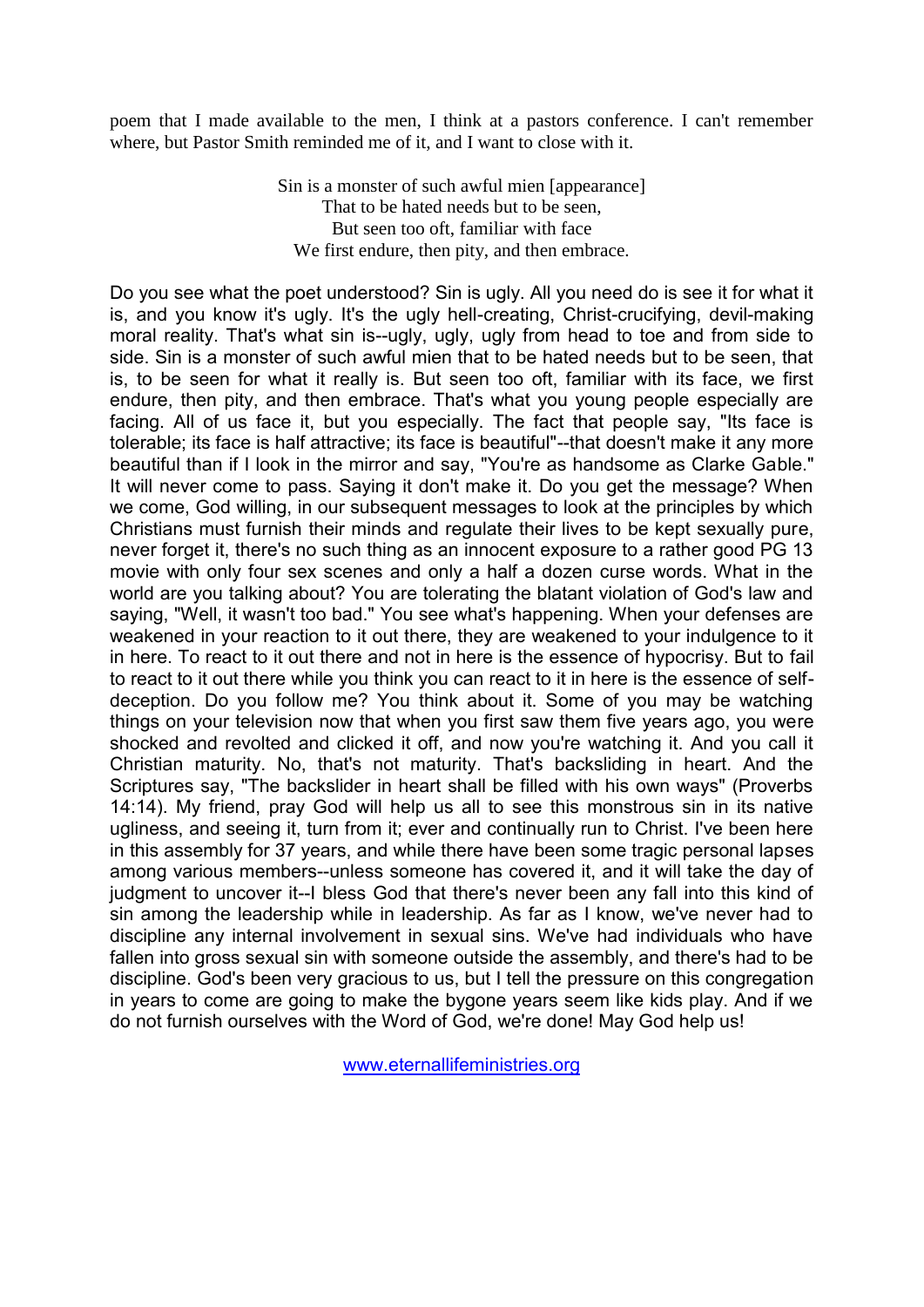poem that I made available to the men, I think at a pastors conference. I can't remember where, but Pastor Smith reminded me of it, and I want to close with it.

> Sin is a monster of such awful mien [appearance]  
> That to be hated needs but to be seen,  
> But seen too oft, familiar with face  
> We first endure, then pity, and then embrace.

Do you see what the poet understood? Sin is ugly. All you need do is see it for what it is, and you know it's ugly. It's the ugly hell-creating, Christ-crucifying, devil-making moral reality. That's what sin is--ugly, ugly, ugly from head to toe and from side to side. Sin is a monster of such awful mien that to be hated needs but to be seen, that is, to be seen for what it really is. But seen too oft, familiar with its face, we first endure, then pity, and then embrace. That's what you young people especially are facing. All of us face it, but you especially. The fact that people say, "Its face is tolerable; its face is half attractive; its face is beautiful"--that doesn't make it any more beautiful than if I look in the mirror and say, "You're as handsome as Clarke Gable." It will never come to pass. Saying it don't make it. Do you get the message? When we come, God willing, in our subsequent messages to look at the principles by which Christians must furnish their minds and regulate their lives to be kept sexually pure, never forget it, there's no such thing as an innocent exposure to a rather good PG 13 movie with only four sex scenes and only a half a dozen curse words. What in the world are you talking about? You are tolerating the blatant violation of God's law and saying, "Well, it wasn't too bad." You see what's happening. When your defenses are weakened in your reaction to it out there, they are weakened to your indulgence to it in here. To react to it out there and not in here is the essence of hypocrisy. But to fail to react to it out there while you think you can react to it in here is the essence of self-deception. Do you follow me? You think about it. Some of you may be watching things on your television now that when you first saw them five years ago, you were shocked and revolted and clicked it off, and now you're watching it. And you call it Christian maturity. No, that's not maturity. That's backsliding in heart. And the Scriptures say, "The backslider in heart shall be filled with his own ways" (Proverbs 14:14). My friend, pray God will help us all to see this monstrous sin in its native ugliness, and seeing it, turn from it; ever and continually run to Christ. I've been here in this assembly for 37 years, and while there have been some tragic personal lapses among various members--unless someone has covered it, and it will take the day of judgment to uncover it--I bless God that there's never been any fall into this kind of sin among the leadership while in leadership. As far as I know, we've never had to discipline any internal involvement in sexual sins. We've had individuals who have fallen into gross sexual sin with someone outside the assembly, and there's had to be discipline. God's been very gracious to us, but I tell the pressure on this congregation in years to come are going to make the bygone years seem like kids play. And if we do not furnish ourselves with the Word of God, we're done! May God help us!

www.eternallifeministries.org